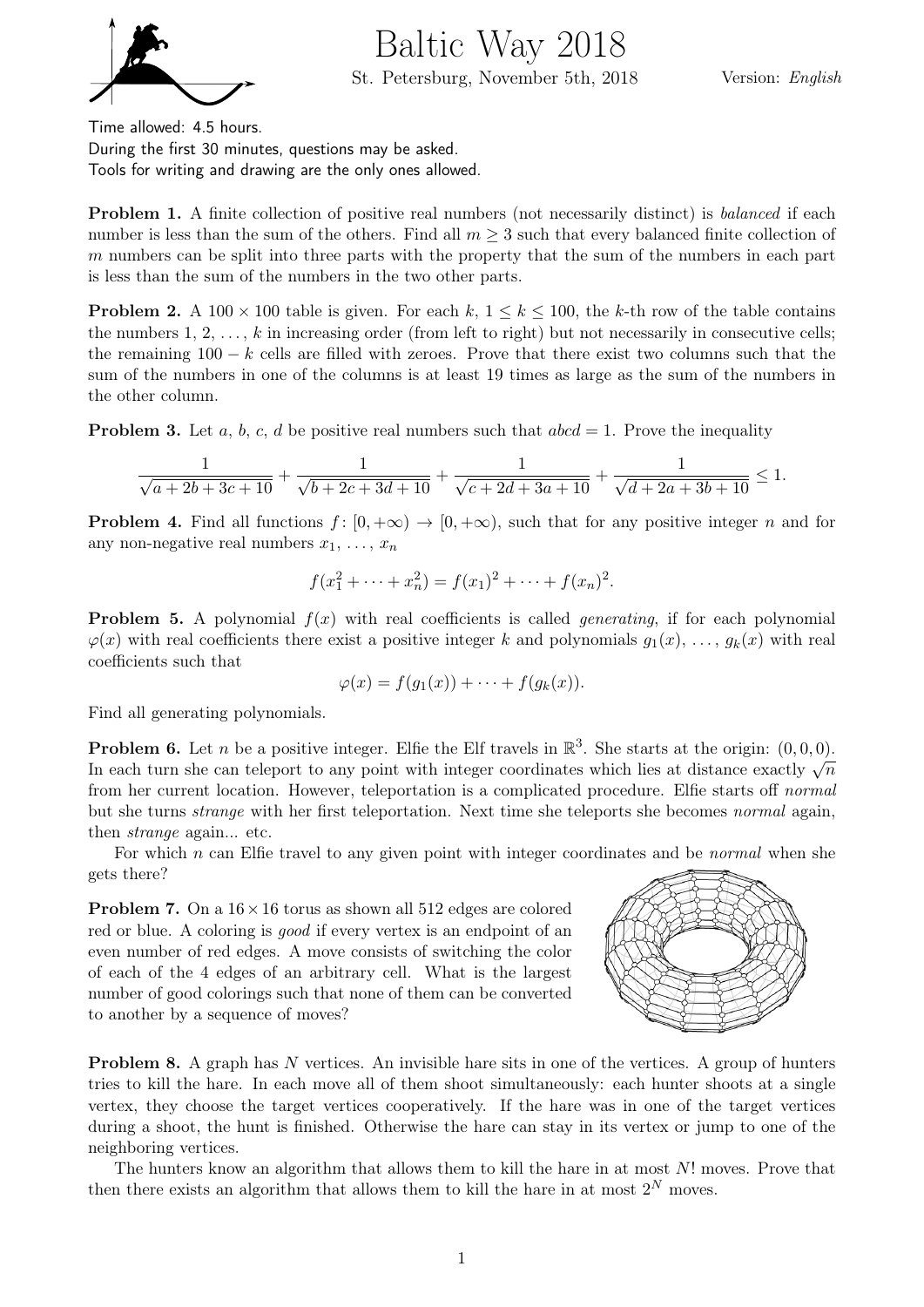# Baltic Way 2018

St. Petersburg, November 5th, 2018

Version: *English*

Time allowed: 4.5 hours.
During the first 30 minutes, questions may be asked.
Tools for writing and drawing are the only ones allowed.

**Problem 1.** A finite collection of positive real numbers (not necessarily distinct) is *balanced* if each number is less than the sum of the others. Find all $m \geq 3$ such that every balanced finite collection of $m$ numbers can be split into three parts with the property that the sum of the numbers in each part is less than the sum of the numbers in the two other parts.

**Problem 2.** A $100 \times 100$ table is given. For each $k$, $1 \leq k \leq 100$, the $k$-th row of the table contains the numbers $1, 2, \ldots, k$ in increasing order (from left to right) but not necessarily in consecutive cells; the remaining $100 - k$ cells are filled with zeroes. Prove that there exist two columns such that the sum of the numbers in one of the columns is at least 19 times as large as the sum of the numbers in the other column.

**Problem 3.** Let $a$, $b$, $c$, $d$ be positive real numbers such that $abcd = 1$. Prove the inequality

$$\frac{1}{\sqrt{a+2b+3c+10}} + \frac{1}{\sqrt{b+2c+3d+10}} + \frac{1}{\sqrt{c+2d+3a+10}} + \frac{1}{\sqrt{d+2a+3b+10}} \leq 1.$$

**Problem 4.** Find all functions $f\colon [0, +\infty) \to [0, +\infty)$, such that for any positive integer $n$ and for any non-negative real numbers $x_1, \ldots, x_n$

$$f(x_1^2 + \cdots + x_n^2) = f(x_1)^2 + \cdots + f(x_n)^2.$$

**Problem 5.** A polynomial $f(x)$ with real coefficients is called *generating*, if for each polynomial $\varphi(x)$ with real coefficients there exist a positive integer $k$ and polynomials $g_1(x), \ldots, g_k(x)$ with real coefficients such that

$$\varphi(x) = f(g_1(x)) + \cdots + f(g_k(x)).$$

Find all generating polynomials.

**Problem 6.** Let $n$ be a positive integer. Elfie the Elf travels in $\mathbb{R}^3$. She starts at the origin: $(0, 0, 0)$. In each turn she can teleport to any point with integer coordinates which lies at distance exactly $\sqrt{n}$ from her current location. However, teleportation is a complicated procedure. Elfie starts off *normal* but she turns *strange* with her first teleportation. Next time she teleports she becomes *normal* again, then *strange* again... etc.

For which $n$ can Elfie travel to any given point with integer coordinates and be *normal* when she gets there?

**Problem 7.** On a $16 \times 16$ torus as shown all 512 edges are colored red or blue. A coloring is *good* if every vertex is an endpoint of an even number of red edges. A move consists of switching the color of each of the 4 edges of an arbitrary cell. What is the largest number of good colorings such that none of them can be converted to another by a sequence of moves?

**Problem 8.** A graph has $N$ vertices. An invisible hare sits in one of the vertices. A group of hunters tries to kill the hare. In each move all of them shoot simultaneously: each hunter shoots at a single vertex, they choose the target vertices cooperatively. If the hare was in one of the target vertices during a shoot, the hunt is finished. Otherwise the hare can stay in its vertex or jump to one of the neighboring vertices.

The hunters know an algorithm that allows them to kill the hare in at most $N!$ moves. Prove that then there exists an algorithm that allows them to kill the hare in at most $2^N$ moves.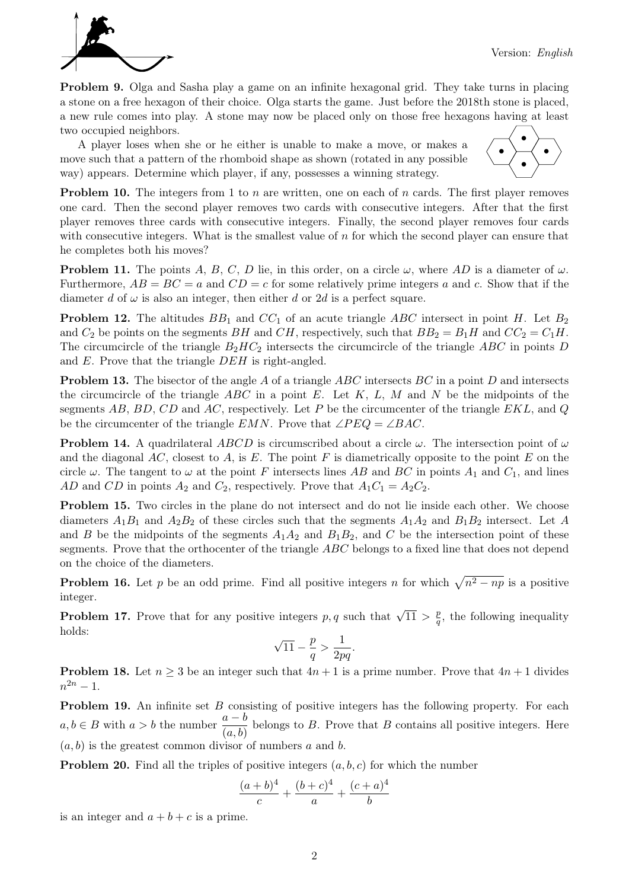**Problem 9.** Olga and Sasha play a game on an infinite hexagonal grid. They take turns in placing a stone on a free hexagon of their choice. Olga starts the game. Just before the 2018th stone is placed, a new rule comes into play. A stone may now be placed only on those free hexagons having at least two occupied neighbors.

A player loses when she or he either is unable to make a move, or makes a move such that a pattern of the rhomboid shape as shown (rotated in any possible way) appears. Determine which player, if any, possesses a winning strategy.

**Problem 10.** The integers from 1 to $n$ are written, one on each of $n$ cards. The first player removes one card. Then the second player removes two cards with consecutive integers. After that the first player removes three cards with consecutive integers. Finally, the second player removes four cards with consecutive integers. What is the smallest value of $n$ for which the second player can ensure that he completes both his moves?

**Problem 11.** The points $A$, $B$, $C$, $D$ lie, in this order, on a circle $\omega$, where $AD$ is a diameter of $\omega$. Furthermore, $AB = BC = a$ and $CD = c$ for some relatively prime integers $a$ and $c$. Show that if the diameter $d$ of $\omega$ is also an integer, then either $d$ or $2d$ is a perfect square.

**Problem 12.** The altitudes $BB_1$ and $CC_1$ of an acute triangle $ABC$ intersect in point $H$. Let $B_2$ and $C_2$ be points on the segments $BH$ and $CH$, respectively, such that $BB_2 = B_1H$ and $CC_2 = C_1H$. The circumcircle of the triangle $B_2HC_2$ intersects the circumcircle of the triangle $ABC$ in points $D$ and $E$. Prove that the triangle $DEH$ is right-angled.

**Problem 13.** The bisector of the angle $A$ of a triangle $ABC$ intersects $BC$ in a point $D$ and intersects the circumcircle of the triangle $ABC$ in a point $E$. Let $K$, $L$, $M$ and $N$ be the midpoints of the segments $AB$, $BD$, $CD$ and $AC$, respectively. Let $P$ be the circumcenter of the triangle $EKL$, and $Q$ be the circumcenter of the triangle $EMN$. Prove that $\angle PEQ = \angle BAC$.

**Problem 14.** A quadrilateral $ABCD$ is circumscribed about a circle $\omega$. The intersection point of $\omega$ and the diagonal $AC$, closest to $A$, is $E$. The point $F$ is diametrically opposite to the point $E$ on the circle $\omega$. The tangent to $\omega$ at the point $F$ intersects lines $AB$ and $BC$ in points $A_1$ and $C_1$, and lines $AD$ and $CD$ in points $A_2$ and $C_2$, respectively. Prove that $A_1C_1 = A_2C_2$.

**Problem 15.** Two circles in the plane do not intersect and do not lie inside each other. We choose diameters $A_1B_1$ and $A_2B_2$ of these circles such that the segments $A_1A_2$ and $B_1B_2$ intersect. Let $A$ and $B$ be the midpoints of the segments $A_1A_2$ and $B_1B_2$, and $C$ be the intersection point of these segments. Prove that the orthocenter of the triangle $ABC$ belongs to a fixed line that does not depend on the choice of the diameters.

**Problem 16.** Let $p$ be an odd prime. Find all positive integers $n$ for which $\sqrt{n^2 - np}$ is a positive integer.

**Problem 17.** Prove that for any positive integers $p, q$ such that $\sqrt{11} > \frac{p}{q}$, the following inequality holds:

$$\sqrt{11} - \frac{p}{q} > \frac{1}{2pq}.$$

**Problem 18.** Let $n \geq 3$ be an integer such that $4n + 1$ is a prime number. Prove that $4n + 1$ divides $n^{2n} - 1$.

**Problem 19.** An infinite set $B$ consisting of positive integers has the following property. For each $a, b \in B$ with $a > b$ the number $\dfrac{a - b}{(a, b)}$ belongs to $B$. Prove that $B$ contains all positive integers. Here $(a, b)$ is the greatest common divisor of numbers $a$ and $b$.

**Problem 20.** Find all the triples of positive integers $(a, b, c)$ for which the number

$$\frac{(a + b)^4}{c} + \frac{(b + c)^4}{a} + \frac{(c + a)^4}{b}$$

is an integer and $a + b + c$ is a prime.